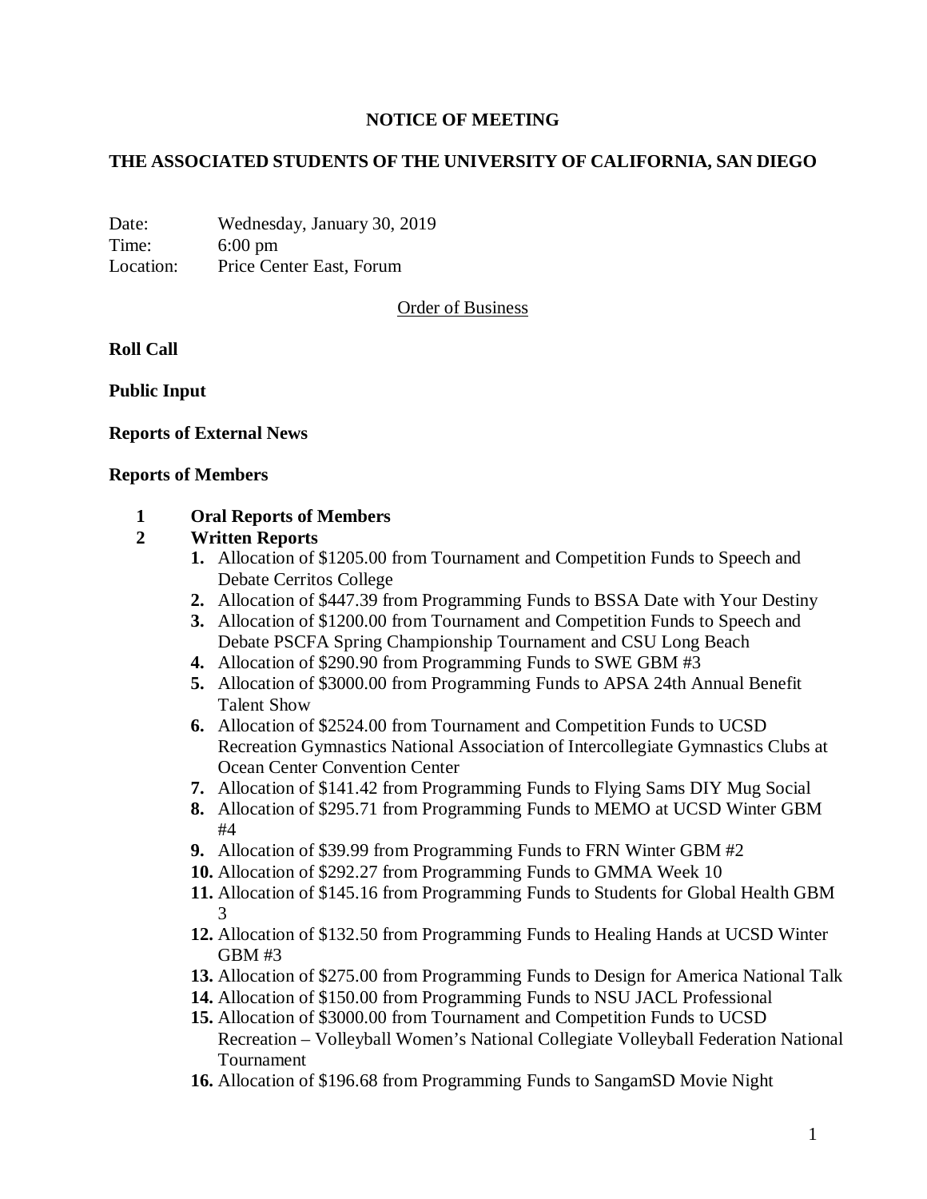# NOTICE OF MEETING

## THE ASSOCIATED STUDENTS OF THE UNIVERSITY OF CALIFORNIA, SAN DIEGO

Date: Wednesday, January 30, 2019
Time: 6:00 pm
Location: Price Center East, Forum

Order of Business

**Roll Call**

**Public Input**

**Reports of External News**

**Reports of Members**

1 **Oral Reports of Members**

2 **Written Reports**

1. Allocation of $1205.00 from Tournament and Competition Funds to Speech and Debate Cerritos College
2. Allocation of $447.39 from Programming Funds to BSSA Date with Your Destiny
3. Allocation of $1200.00 from Tournament and Competition Funds to Speech and Debate PSCFA Spring Championship Tournament and CSU Long Beach
4. Allocation of $290.90 from Programming Funds to SWE GBM #3
5. Allocation of $3000.00 from Programming Funds to APSA 24th Annual Benefit Talent Show
6. Allocation of $2524.00 from Tournament and Competition Funds to UCSD Recreation Gymnastics National Association of Intercollegiate Gymnastics Clubs at Ocean Center Convention Center
7. Allocation of $141.42 from Programming Funds to Flying Sams DIY Mug Social
8. Allocation of $295.71 from Programming Funds to MEMO at UCSD Winter GBM #4
9. Allocation of $39.99 from Programming Funds to FRN Winter GBM #2
10. Allocation of $292.27 from Programming Funds to GMMA Week 10
11. Allocation of $145.16 from Programming Funds to Students for Global Health GBM 3
12. Allocation of $132.50 from Programming Funds to Healing Hands at UCSD Winter GBM #3
13. Allocation of $275.00 from Programming Funds to Design for America National Talk
14. Allocation of $150.00 from Programming Funds to NSU JACL Professional
15. Allocation of $3000.00 from Tournament and Competition Funds to UCSD Recreation – Volleyball Women's National Collegiate Volleyball Federation National Tournament
16. Allocation of $196.68 from Programming Funds to SangamSD Movie Night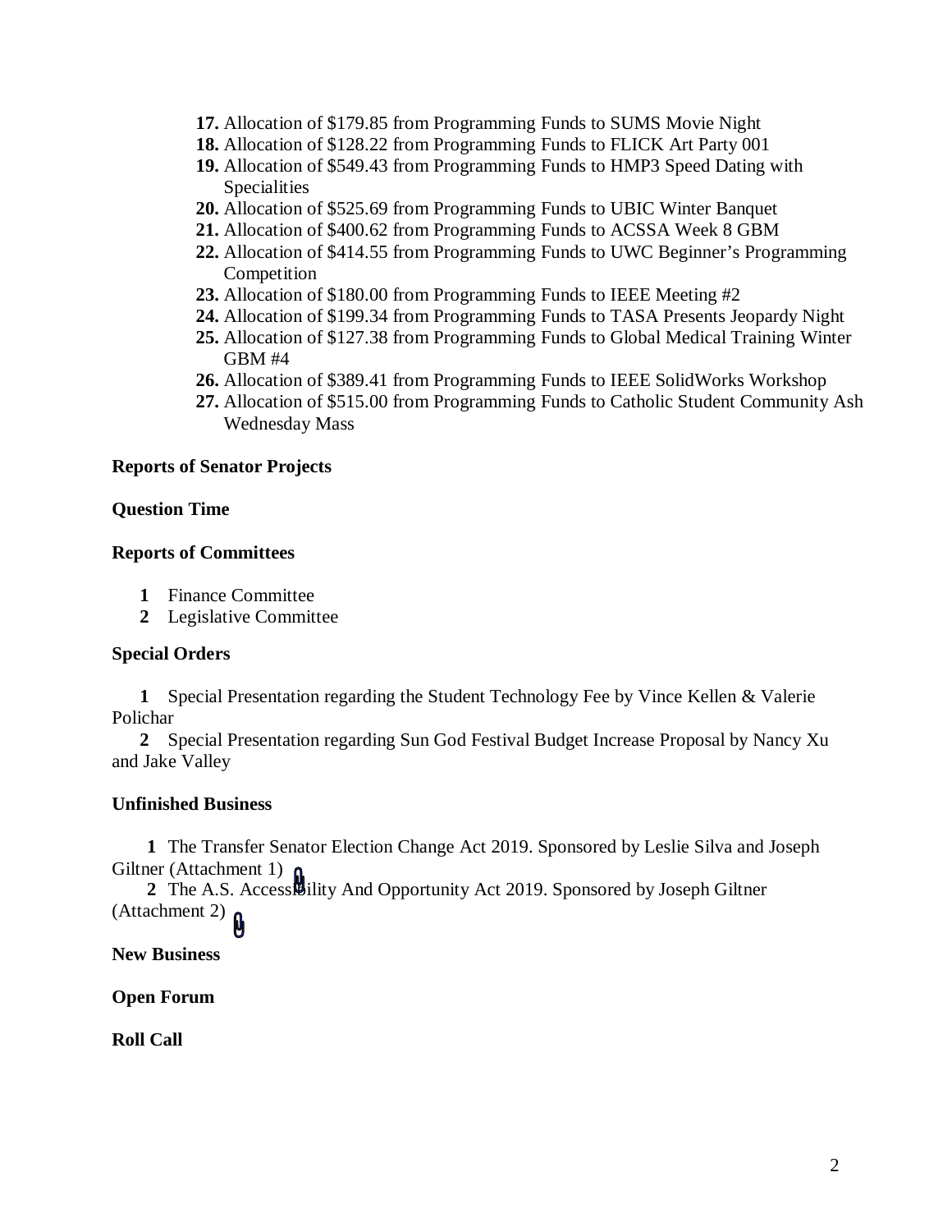17. Allocation of $179.85 from Programming Funds to SUMS Movie Night
18. Allocation of $128.22 from Programming Funds to FLICK Art Party 001
19. Allocation of $549.43 from Programming Funds to HMP3 Speed Dating with Specialities
20. Allocation of $525.69 from Programming Funds to UBIC Winter Banquet
21. Allocation of $400.62 from Programming Funds to ACSSA Week 8 GBM
22. Allocation of $414.55 from Programming Funds to UWC Beginner's Programming Competition
23. Allocation of $180.00 from Programming Funds to IEEE Meeting #2
24. Allocation of $199.34 from Programming Funds to TASA Presents Jeopardy Night
25. Allocation of $127.38 from Programming Funds to Global Medical Training Winter GBM #4
26. Allocation of $389.41 from Programming Funds to IEEE SolidWorks Workshop
27. Allocation of $515.00 from Programming Funds to Catholic Student Community Ash Wednesday Mass

**Reports of Senator Projects**

**Question Time**

**Reports of Committees**

1. Finance Committee
2. Legislative Committee

**Special Orders**

**1** Special Presentation regarding the Student Technology Fee by Vince Kellen & Valerie Polichar

**2** Special Presentation regarding Sun God Festival Budget Increase Proposal by Nancy Xu and Jake Valley

**Unfinished Business**

**1** The Transfer Senator Election Change Act 2019. Sponsored by Leslie Silva and Joseph Giltner (Attachment 1)

**2** The A.S. Accessibility And Opportunity Act 2019. Sponsored by Joseph Giltner (Attachment 2)

**New Business**

**Open Forum**

**Roll Call**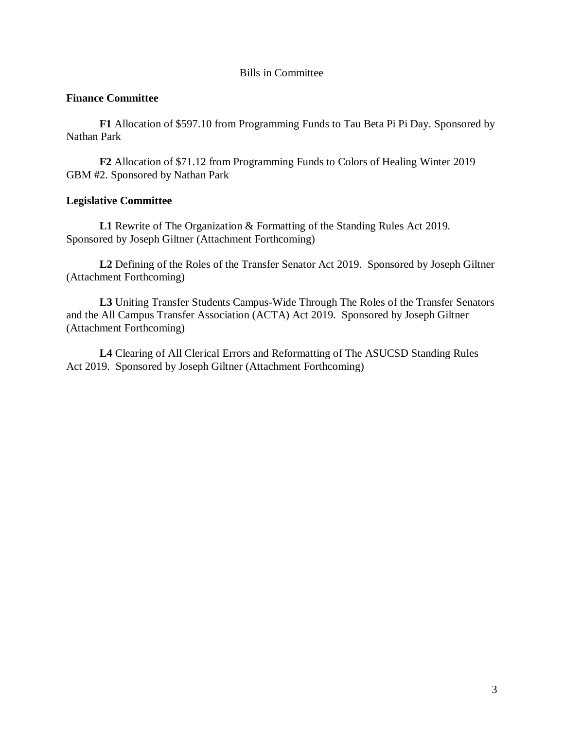## Bills in Committee

### Finance Committee

**F1** Allocation of $597.10 from Programming Funds to Tau Beta Pi Pi Day. Sponsored by Nathan Park

**F2** Allocation of $71.12 from Programming Funds to Colors of Healing Winter 2019 GBM #2. Sponsored by Nathan Park

### Legislative Committee

**L1** Rewrite of The Organization & Formatting of the Standing Rules Act 2019. Sponsored by Joseph Giltner (Attachment Forthcoming)

**L2** Defining of the Roles of the Transfer Senator Act 2019. Sponsored by Joseph Giltner (Attachment Forthcoming)

**L3** Uniting Transfer Students Campus-Wide Through The Roles of the Transfer Senators and the All Campus Transfer Association (ACTA) Act 2019. Sponsored by Joseph Giltner (Attachment Forthcoming)

**L4** Clearing of All Clerical Errors and Reformatting of The ASUCSD Standing Rules Act 2019. Sponsored by Joseph Giltner (Attachment Forthcoming)